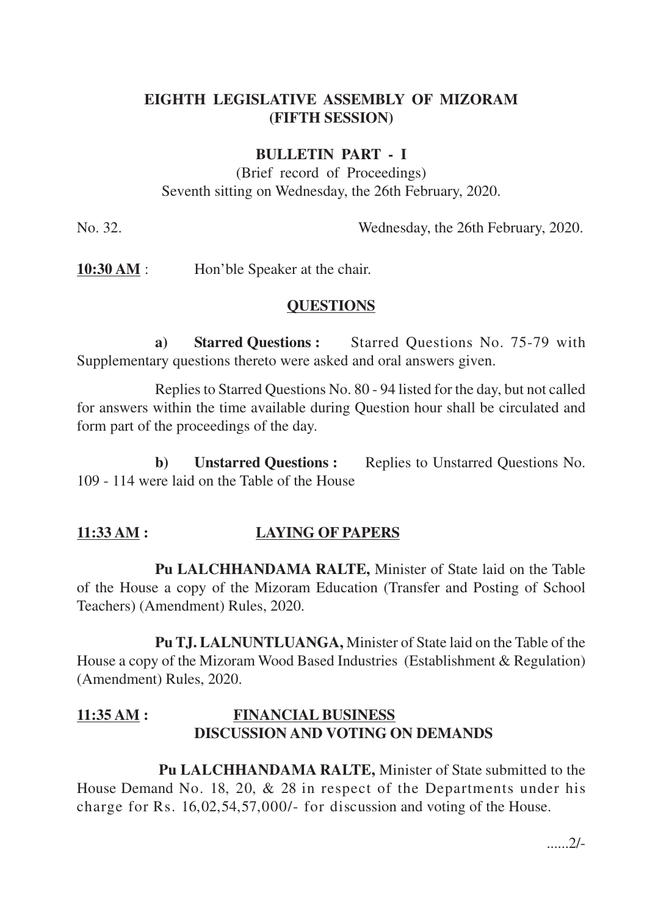# EIGHTH LEGISLATIVE ASSEMBLY OF MIZORAM
# (FIFTH SESSION)

## BULLETIN PART - I

(Brief record of Proceedings)
Seventh sitting on Wednesday, the 26th February, 2020.

No. 32. Wednesday, the 26th February, 2020.

**10:30 AM** : Hon'ble Speaker at the chair.

### QUESTIONS

**a) Starred Questions :** Starred Questions No. 75-79 with Supplementary questions thereto were asked and oral answers given.

Replies to Starred Questions No. 80 - 94 listed for the day, but not called for answers within the time available during Question hour shall be circulated and form part of the proceedings of the day.

**b) Unstarred Questions :** Replies to Unstarred Questions No. 109 - 114 were laid on the Table of the House

### 11:33 AM : LAYING OF PAPERS

**Pu LALCHHANDAMA RALTE,** Minister of State laid on the Table of the House a copy of the Mizoram Education (Transfer and Posting of School Teachers) (Amendment) Rules, 2020.

**Pu TJ. LALNUNTLUANGA,** Minister of State laid on the Table of the House a copy of the Mizoram Wood Based Industries (Establishment & Regulation) (Amendment) Rules, 2020.

### 11:35 AM : FINANCIAL BUSINESS
### DISCUSSION AND VOTING ON DEMANDS

**Pu LALCHHANDAMA RALTE,** Minister of State submitted to the House Demand No. 18, 20, & 28 in respect of the Departments under his charge for Rs. 16,02,54,57,000/- for discussion and voting of the House.

......2/-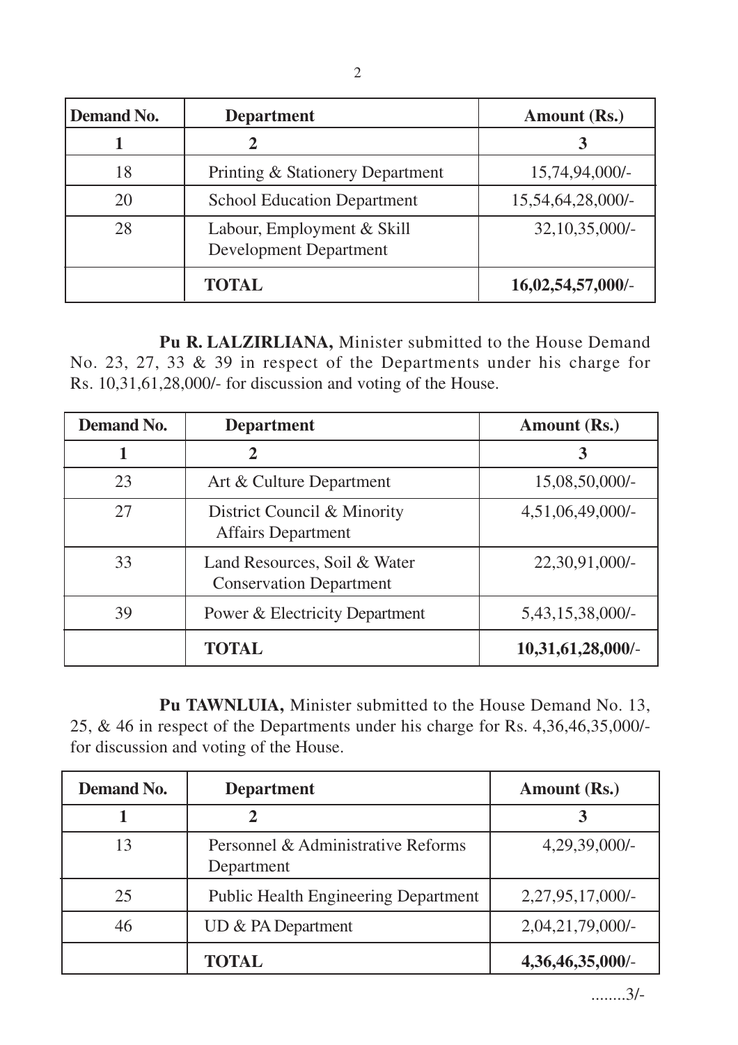| Demand No. | Department | Amount (Rs.) |
|---|---|---|
| 1 | 2 | 3 |
| 18 | Printing & Stationery Department | 15,74,94,000/- |
| 20 | School Education Department | 15,54,64,28,000/- |
| 28 | Labour, Employment & Skill Development Department | 32,10,35,000/- |
| | **TOTAL** | **16,02,54,57,000/-** |

**Pu R. LALZIRLIANA,** Minister submitted to the House Demand No. 23, 27, 33 & 39 in respect of the Departments under his charge for Rs. 10,31,61,28,000/- for discussion and voting of the House.

| Demand No. | Department | Amount (Rs.) |
|---|---|---|
| 1 | 2 | 3 |
| 23 | Art & Culture Department | 15,08,50,000/- |
| 27 | District Council & Minority Affairs Department | 4,51,06,49,000/- |
| 33 | Land Resources, Soil & Water Conservation Department | 22,30,91,000/- |
| 39 | Power & Electricity Department | 5,43,15,38,000/- |
| | **TOTAL** | **10,31,61,28,000/-** |

**Pu TAWNLUIA,** Minister submitted to the House Demand No. 13, 25, & 46 in respect of the Departments under his charge for Rs. 4,36,46,35,000/- for discussion and voting of the House.

| Demand No. | Department | Amount (Rs.) |
|---|---|---|
| 1 | 2 | 3 |
| 13 | Personnel & Administrative Reforms Department | 4,29,39,000/- |
| 25 | Public Health Engineering Department | 2,27,95,17,000/- |
| 46 | UD & PA Department | 2,04,21,79,000/- |
| | **TOTAL** | **4,36,46,35,000/-** |

........3/-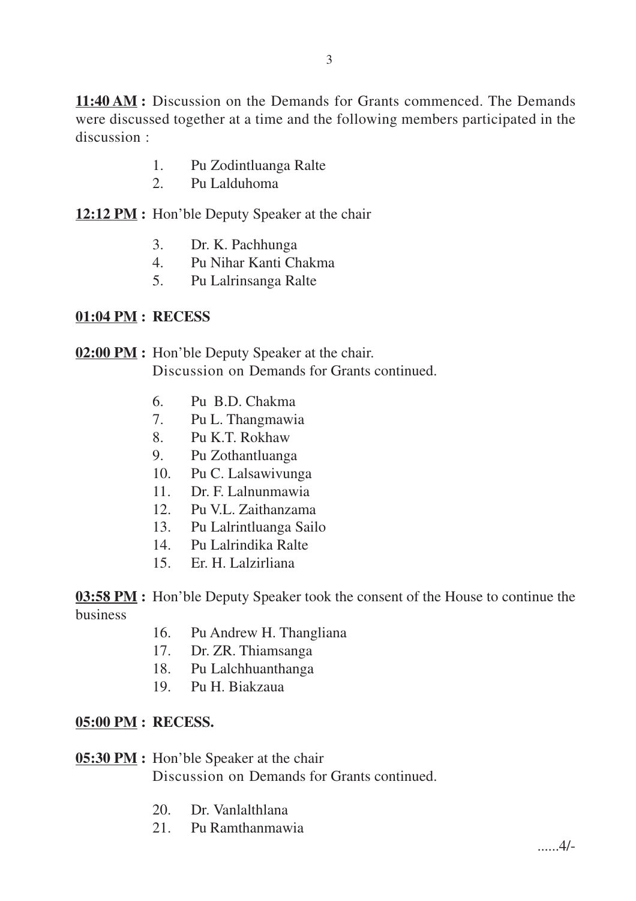**11:40 AM :** Discussion on the Demands for Grants commenced. The Demands were discussed together at a time and the following members participated in the discussion :

1. Pu Zodintluanga Ralte
2. Pu Lalduhoma

**12:12 PM :** Hon'ble Deputy Speaker at the chair

3. Dr. K. Pachhunga
4. Pu Nihar Kanti Chakma
5. Pu Lalrinsanga Ralte

**01:04 PM : RECESS**

**02:00 PM :** Hon'ble Deputy Speaker at the chair.
Discussion on Demands for Grants continued.

6. Pu B.D. Chakma
7. Pu L. Thangmawia
8. Pu K.T. Rokhaw
9. Pu Zothantluanga
10. Pu C. Lalsawivunga
11. Dr. F. Lalnunmawia
12. Pu V.L. Zaithanzama
13. Pu Lalrintluanga Sailo
14. Pu Lalrindika Ralte
15. Er. H. Lalzirliana

**03:58 PM :** Hon'ble Deputy Speaker took the consent of the House to continue the business

16. Pu Andrew H. Thangliana
17. Dr. ZR. Thiamsanga
18. Pu Lalchhuanthanga
19. Pu H. Biakzaua

**05:00 PM : RECESS.**

**05:30 PM :** Hon'ble Speaker at the chair
Discussion on Demands for Grants continued.

20. Dr. Vanlalthlana
21. Pu Ramthanmawia

......4/-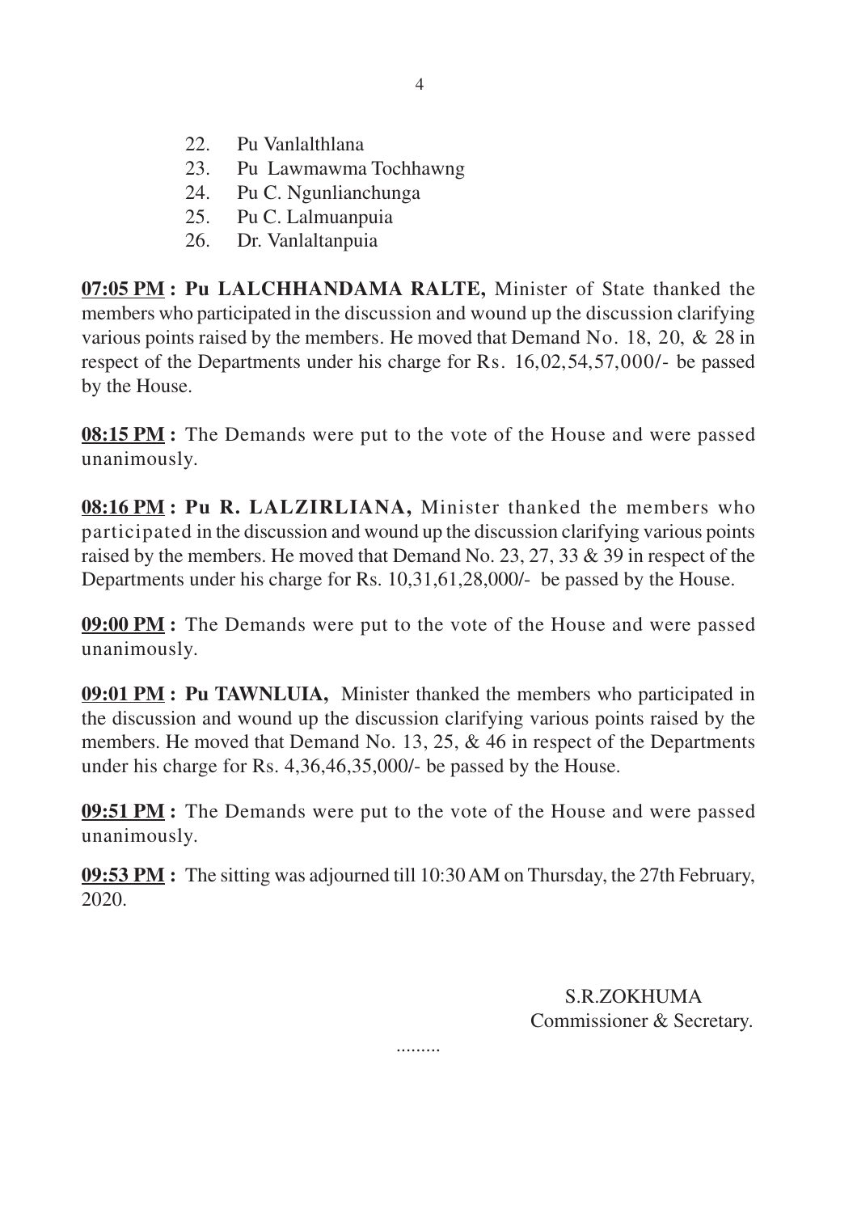22. Pu Vanlalthlana
23. Pu Lawmawma Tochhawng
24. Pu C. Ngunlianchunga
25. Pu C. Lalmuanpuia
26. Dr. Vanlaltanpuia

**07:05 PM : Pu LALCHHANDAMA RALTE,** Minister of State thanked the members who participated in the discussion and wound up the discussion clarifying various points raised by the members. He moved that Demand No. 18, 20, & 28 in respect of the Departments under his charge for Rs. 16,02,54,57,000/- be passed by the House.

**08:15 PM :** The Demands were put to the vote of the House and were passed unanimously.

**08:16 PM : Pu R. LALZIRLIANA,** Minister thanked the members who participated in the discussion and wound up the discussion clarifying various points raised by the members. He moved that Demand No. 23, 27, 33 & 39 in respect of the Departments under his charge for Rs. 10,31,61,28,000/- be passed by the House.

**09:00 PM :** The Demands were put to the vote of the House and were passed unanimously.

**09:01 PM : Pu TAWNLUIA,** Minister thanked the members who participated in the discussion and wound up the discussion clarifying various points raised by the members. He moved that Demand No. 13, 25, & 46 in respect of the Departments under his charge for Rs. 4,36,46,35,000/- be passed by the House.

**09:51 PM :** The Demands were put to the vote of the House and were passed unanimously.

**09:53 PM :** The sitting was adjourned till 10:30 AM on Thursday, the 27th February, 2020.

S.R.ZOKHUMA
Commissioner & Secretary.

.........